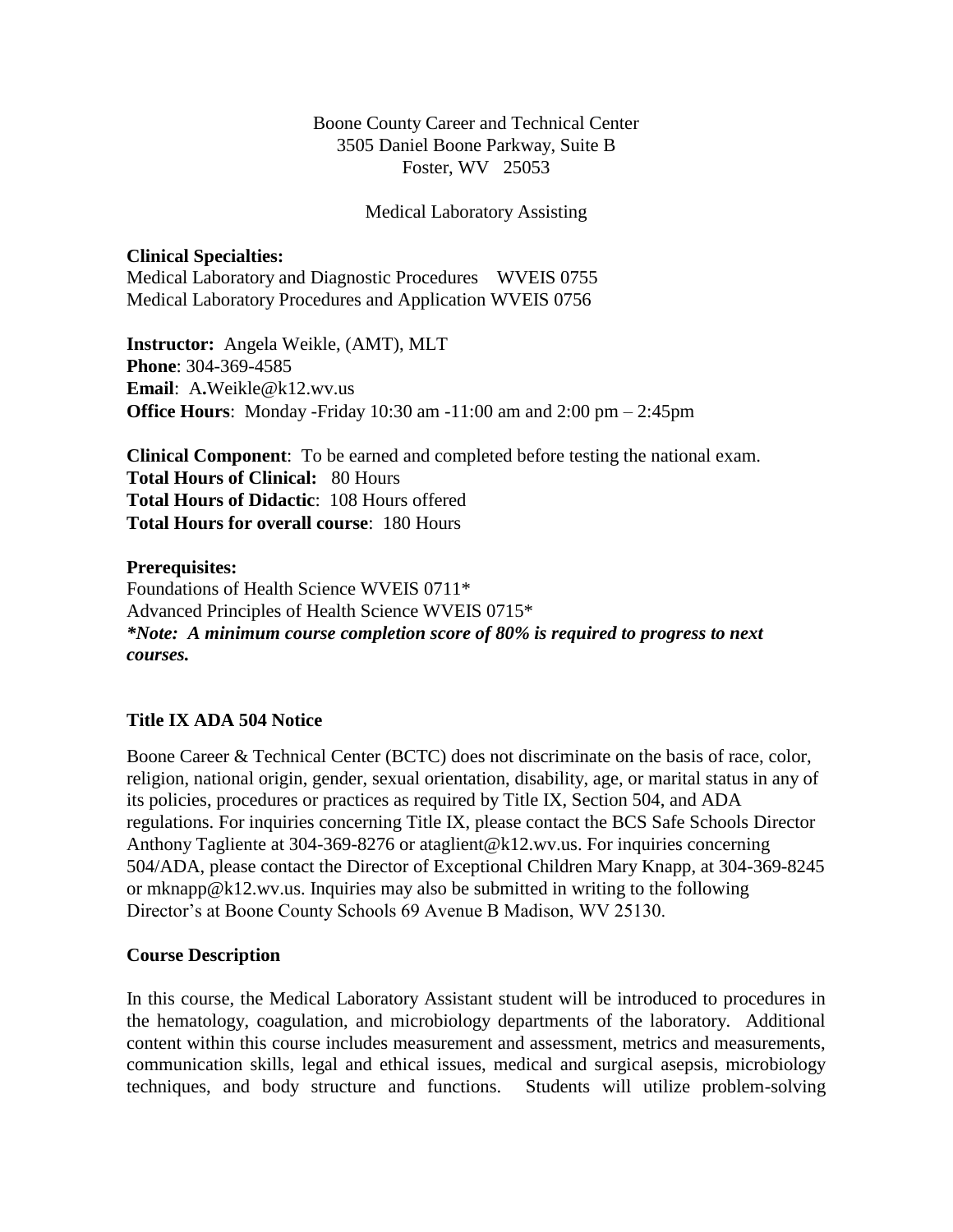Boone County Career and Technical Center
3505 Daniel Boone Parkway, Suite B
Foster, WV 25053

Medical Laboratory Assisting

**Clinical Specialties:**
Medical Laboratory and Diagnostic Procedures WVEIS 0755
Medical Laboratory Procedures and Application WVEIS 0756

**Instructor:** Angela Weikle, (AMT), MLT
**Phone**: 304-369-4585
**Email**: A.Weikle@k12.wv.us
**Office Hours**: Monday -Friday 10:30 am -11:00 am and 2:00 pm – 2:45pm

**Clinical Component**: To be earned and completed before testing the national exam.
**Total Hours of Clinical:** 80 Hours
**Total Hours of Didactic**: 108 Hours offered
**Total Hours for overall course**: 180 Hours

**Prerequisites:**
Foundations of Health Science WVEIS 0711*
Advanced Principles of Health Science WVEIS 0715*
***Note: A minimum course completion score of 80% is required to progress to next courses.***

## Title IX ADA 504 Notice

Boone Career & Technical Center (BCTC) does not discriminate on the basis of race, color, religion, national origin, gender, sexual orientation, disability, age, or marital status in any of its policies, procedures or practices as required by Title IX, Section 504, and ADA regulations. For inquiries concerning Title IX, please contact the BCS Safe Schools Director Anthony Tagliente at 304-369-8276 or ataglient@k12.wv.us. For inquiries concerning 504/ADA, please contact the Director of Exceptional Children Mary Knapp, at 304-369-8245 or mknapp@k12.wv.us. Inquiries may also be submitted in writing to the following Director's at Boone County Schools 69 Avenue B Madison, WV 25130.

## Course Description

In this course, the Medical Laboratory Assistant student will be introduced to procedures in the hematology, coagulation, and microbiology departments of the laboratory. Additional content within this course includes measurement and assessment, metrics and measurements, communication skills, legal and ethical issues, medical and surgical asepsis, microbiology techniques, and body structure and functions. Students will utilize problem-solving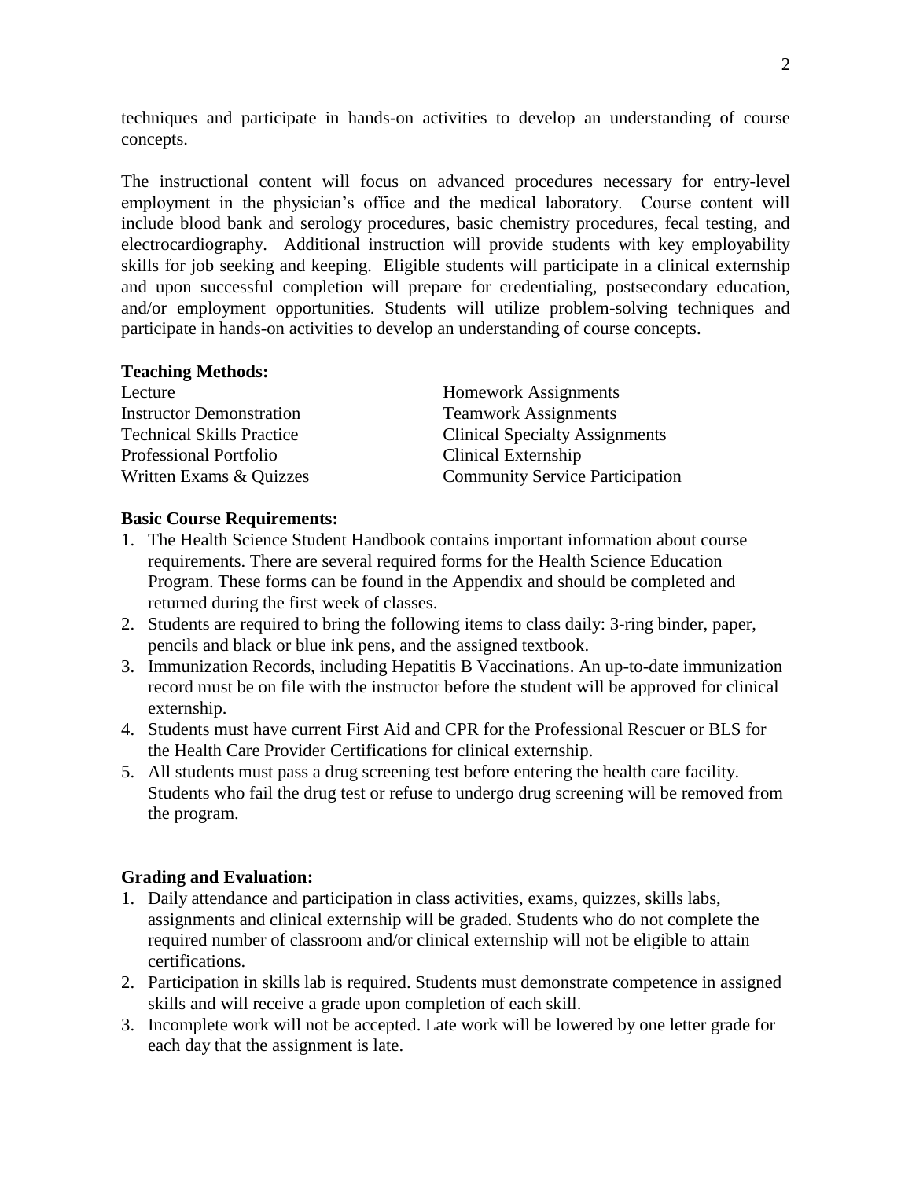techniques and participate in hands-on activities to develop an understanding of course concepts.

The instructional content will focus on advanced procedures necessary for entry-level employment in the physician's office and the medical laboratory. Course content will include blood bank and serology procedures, basic chemistry procedures, fecal testing, and electrocardiography. Additional instruction will provide students with key employability skills for job seeking and keeping. Eligible students will participate in a clinical externship and upon successful completion will prepare for credentialing, postsecondary education, and/or employment opportunities. Students will utilize problem-solving techniques and participate in hands-on activities to develop an understanding of course concepts.

**Teaching Methods:**

| | |
|---|---|
| Lecture | Homework Assignments |
| Instructor Demonstration | Teamwork Assignments |
| Technical Skills Practice | Clinical Specialty Assignments |
| Professional Portfolio | Clinical Externship |
| Written Exams & Quizzes | Community Service Participation |

**Basic Course Requirements:**

1. The Health Science Student Handbook contains important information about course requirements. There are several required forms for the Health Science Education Program. These forms can be found in the Appendix and should be completed and returned during the first week of classes.
2. Students are required to bring the following items to class daily: 3-ring binder, paper, pencils and black or blue ink pens, and the assigned textbook.
3. Immunization Records, including Hepatitis B Vaccinations. An up-to-date immunization record must be on file with the instructor before the student will be approved for clinical externship.
4. Students must have current First Aid and CPR for the Professional Rescuer or BLS for the Health Care Provider Certifications for clinical externship.
5. All students must pass a drug screening test before entering the health care facility. Students who fail the drug test or refuse to undergo drug screening will be removed from the program.

**Grading and Evaluation:**

1. Daily attendance and participation in class activities, exams, quizzes, skills labs, assignments and clinical externship will be graded. Students who do not complete the required number of classroom and/or clinical externship will not be eligible to attain certifications.
2. Participation in skills lab is required. Students must demonstrate competence in assigned skills and will receive a grade upon completion of each skill.
3. Incomplete work will not be accepted. Late work will be lowered by one letter grade for each day that the assignment is late.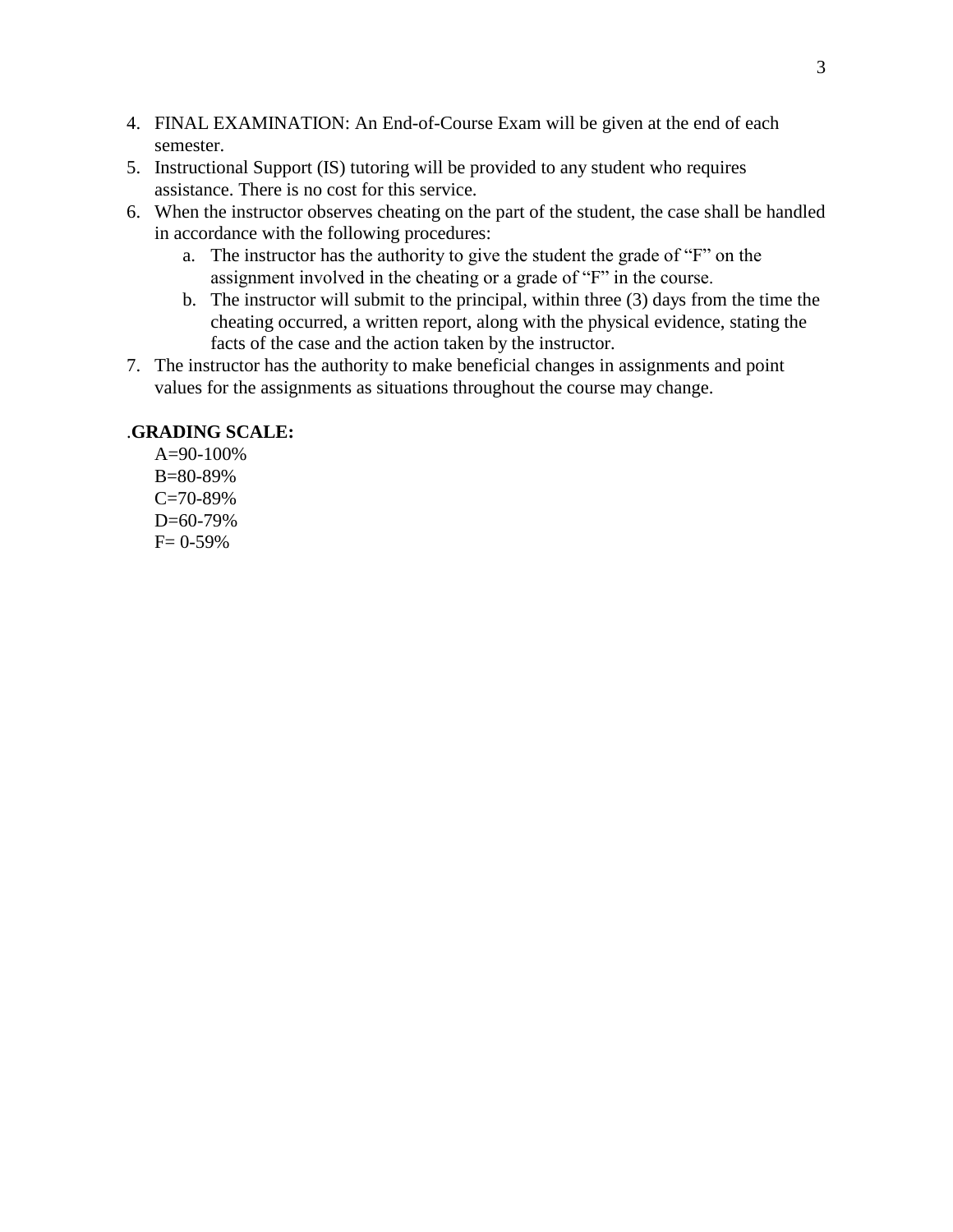4. FINAL EXAMINATION: An End-of-Course Exam will be given at the end of each semester.
5. Instructional Support (IS) tutoring will be provided to any student who requires assistance. There is no cost for this service.
6. When the instructor observes cheating on the part of the student, the case shall be handled in accordance with the following procedures:
   a. The instructor has the authority to give the student the grade of "F" on the assignment involved in the cheating or a grade of "F" in the course.
   b. The instructor will submit to the principal, within three (3) days from the time the cheating occurred, a written report, along with the physical evidence, stating the facts of the case and the action taken by the instructor.
7. The instructor has the authority to make beneficial changes in assignments and point values for the assignments as situations throughout the course may change.

.**GRADING SCALE:**

A=90-100%
B=80-89%
C=70-89%
D=60-79%
F= 0-59%